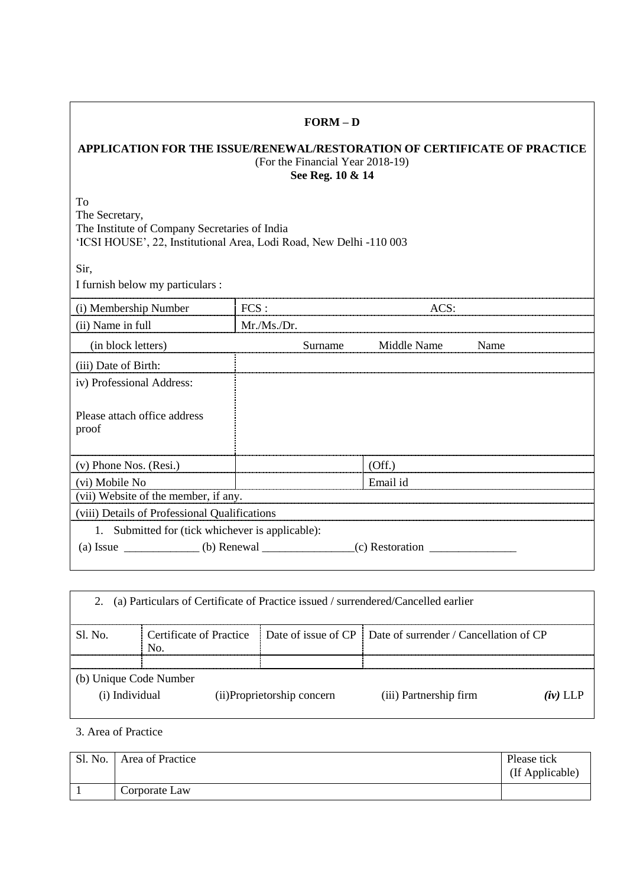# FORM – D

## APPLICATION FOR THE ISSUE/RENEWAL/RESTORATION OF CERTIFICATE OF PRACTICE

(For the Financial Year 2018-19)

**See Reg. 10 & 14**

To
The Secretary,
The Institute of Company Secretaries of India
'ICSI HOUSE', 22, Institutional Area, Lodi Road, New Delhi -110 003

Sir,

I furnish below my particulars :

| | | |
|---|---|---|
| (i) Membership Number | FCS : | ACS: |
| (ii) Name in full | Mr./Ms./Dr. | |
| (in block letters) | Surname | Middle Name Name |
| (iii) Date of Birth: | | |
| iv) Professional Address:<br><br>Please attach office address proof | | |
| (v) Phone Nos. (Resi.) | | (Off.) |
| (vi) Mobile No | | Email id |
| (vii) Website of the member, if any. | | |
| (viii) Details of Professional Qualifications | | |

1. Submitted for (tick whichever is applicable):

(a) Issue _____________ (b) Renewal ________________(c) Restoration _______________

2. (a) Particulars of Certificate of Practice issued / surrendered/Cancelled earlier

| Sl. No. | Certificate of Practice No. | Date of issue of CP | Date of surrender / Cancellation of CP |
|---|---|---|---|
| | | | |

(b) Unique Code Number

(i) Individual (ii)Proprietorship concern (iii) Partnership firm ***(iv)*** LLP

3. Area of Practice

| Sl. No. | Area of Practice | Please tick (If Applicable) |
|---|---|---|
| 1 | Corporate Law | |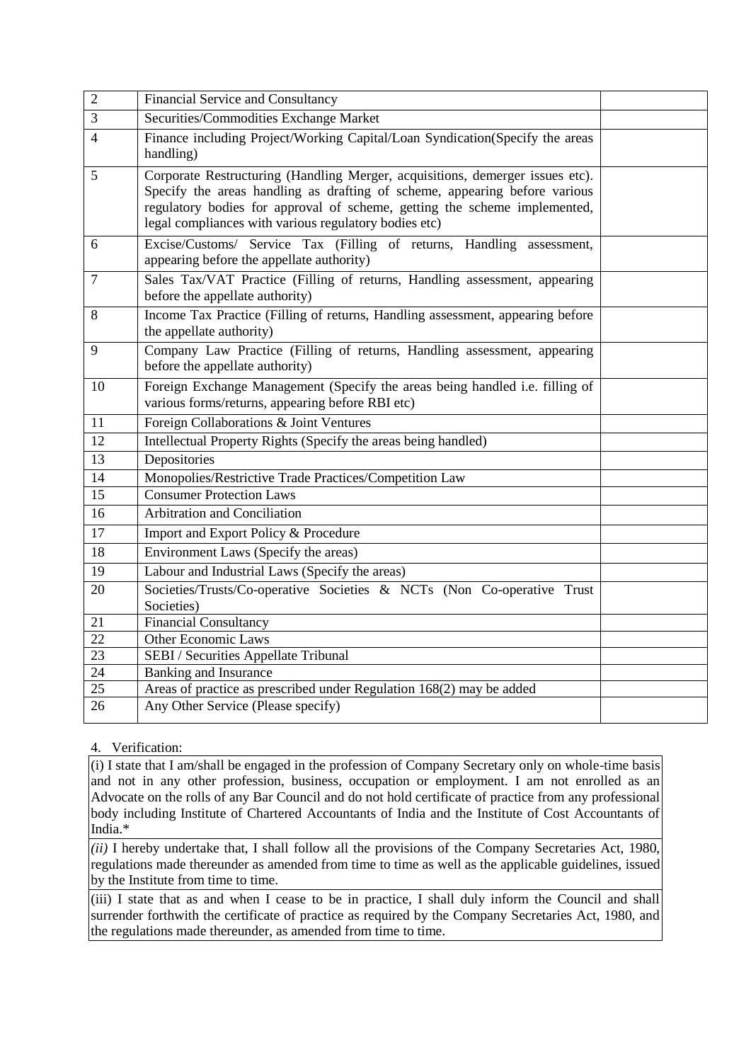| | | |
|---|---|---|
| 2 | Financial Service and Consultancy | |
| 3 | Securities/Commodities Exchange Market | |
| 4 | Finance including Project/Working Capital/Loan Syndication(Specify the areas handling) | |
| 5 | Corporate Restructuring (Handling Merger, acquisitions, demerger issues etc). Specify the areas handling as drafting of scheme, appearing before various regulatory bodies for approval of scheme, getting the scheme implemented, legal compliances with various regulatory bodies etc) | |
| 6 | Excise/Customs/ Service Tax (Filling of returns, Handling assessment, appearing before the appellate authority) | |
| 7 | Sales Tax/VAT Practice (Filling of returns, Handling assessment, appearing before the appellate authority) | |
| 8 | Income Tax Practice (Filling of returns, Handling assessment, appearing before the appellate authority) | |
| 9 | Company Law Practice (Filling of returns, Handling assessment, appearing before the appellate authority) | |
| 10 | Foreign Exchange Management (Specify the areas being handled i.e. filling of various forms/returns, appearing before RBI etc) | |
| 11 | Foreign Collaborations & Joint Ventures | |
| 12 | Intellectual Property Rights (Specify the areas being handled) | |
| 13 | Depositories | |
| 14 | Monopolies/Restrictive Trade Practices/Competition Law | |
| 15 | Consumer Protection Laws | |
| 16 | Arbitration and Conciliation | |
| 17 | Import and Export Policy & Procedure | |
| 18 | Environment Laws (Specify the areas) | |
| 19 | Labour and Industrial Laws (Specify the areas) | |
| 20 | Societies/Trusts/Co-operative Societies & NCTs (Non Co-operative Trust Societies) | |
| 21 | Financial Consultancy | |
| 22 | Other Economic Laws | |
| 23 | SEBI / Securities Appellate Tribunal | |
| 24 | Banking and Insurance | |
| 25 | Areas of practice as prescribed under Regulation 168(2) may be added | |
| 26 | Any Other Service (Please specify) | |

4. Verification:

| |
|---|
| (i) I state that I am/shall be engaged in the profession of Company Secretary only on whole-time basis and not in any other profession, business, occupation or employment. I am not enrolled as an Advocate on the rolls of any Bar Council and do not hold certificate of practice from any professional body including Institute of Chartered Accountants of India and the Institute of Cost Accountants of India.* |
| *(ii)* I hereby undertake that, I shall follow all the provisions of the Company Secretaries Act, 1980, regulations made thereunder as amended from time to time as well as the applicable guidelines, issued by the Institute from time to time. |
| (iii) I state that as and when I cease to be in practice, I shall duly inform the Council and shall surrender forthwith the certificate of practice as required by the Company Secretaries Act, 1980, and the regulations made thereunder, as amended from time to time. |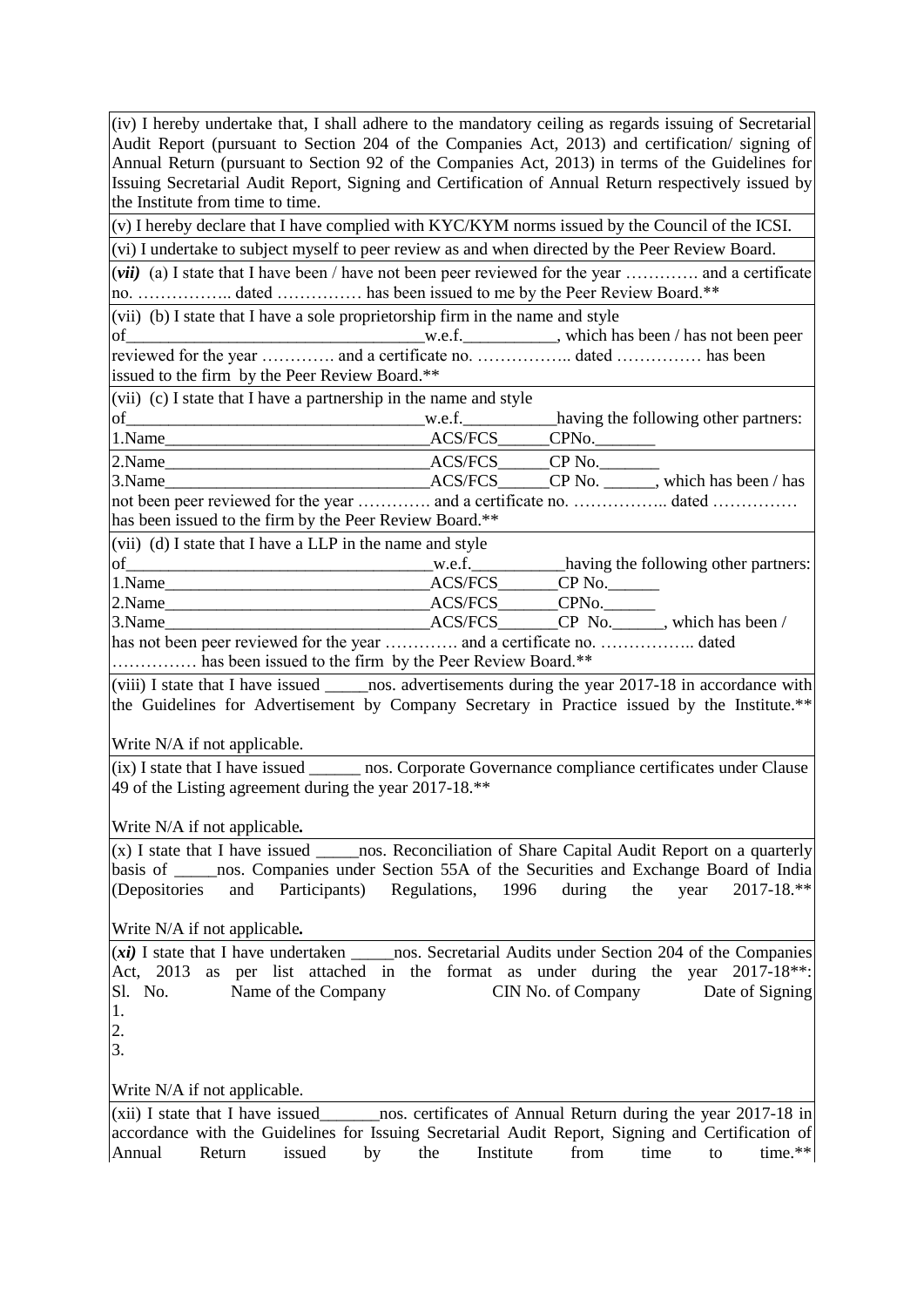(iv) I hereby undertake that, I shall adhere to the mandatory ceiling as regards issuing of Secretarial Audit Report (pursuant to Section 204 of the Companies Act, 2013) and certification/ signing of Annual Return (pursuant to Section 92 of the Companies Act, 2013) in terms of the Guidelines for Issuing Secretarial Audit Report, Signing and Certification of Annual Return respectively issued by the Institute from time to time.

(v) I hereby declare that I have complied with KYC/KYM norms issued by the Council of the ICSI.

(vi) I undertake to subject myself to peer review as and when directed by the Peer Review Board.

(***vii***) (a) I state that I have been / have not been peer reviewed for the year …………. and a certificate no. …………….. dated …………… has been issued to me by the Peer Review Board.**

(vii) (b) I state that I have a sole proprietorship firm in the name and style of__________________________________w.e.f.___________, which has been / has not been peer reviewed for the year …………. and a certificate no. …………….. dated …………… has been issued to the firm by the Peer Review Board.**

(vii) (c) I state that I have a partnership in the name and style of__________________________________w.e.f.___________having the following other partners:
1.Name_______________________________ACS/FCS______CPNo._______
2.Name_______________________________ACS/FCS______CP No._______
3.Name_______________________________ACS/FCS______CP No. ______, which has been / has not been peer reviewed for the year …………. and a certificate no. …………….. dated …………… has been issued to the firm by the Peer Review Board.**

(vii) (d) I state that I have a LLP in the name and style of__________________________________w.e.f.___________having the following other partners:
1.Name_______________________________ACS/FCS_______CP No.______
2.Name_______________________________ACS/FCS_______CPNo.______
3.Name_______________________________ACS/FCS_______CP No.______, which has been / has not been peer reviewed for the year …………. and a certificate no. …………….. dated …………… has been issued to the firm by the Peer Review Board.**

(viii) I state that I have issued _____nos. advertisements during the year 2017-18 in accordance with the Guidelines for Advertisement by Company Secretary in Practice issued by the Institute.**

Write N/A if not applicable.

(ix) I state that I have issued ______ nos. Corporate Governance compliance certificates under Clause 49 of the Listing agreement during the year 2017-18.**

Write N/A if not applicable**.**

(x) I state that I have issued _____nos. Reconciliation of Share Capital Audit Report on a quarterly basis of _____nos. Companies under Section 55A of the Securities and Exchange Board of India (Depositories and Participants) Regulations, 1996 during the year 2017-18.**

Write N/A if not applicable**.**

(***xi***) I state that I have undertaken _____nos. Secretarial Audits under Section 204 of the Companies Act, 2013 as per list attached in the format as under during the year 2017-18**:

| Sl. No. | Name of the Company | CIN No. of Company | Date of Signing |
|---|---|---|---|
| 1. | | | |
| 2. | | | |
| 3. | | | |

Write N/A if not applicable.

(xii) I state that I have issued_______nos. certificates of Annual Return during the year 2017-18 in accordance with the Guidelines for Issuing Secretarial Audit Report, Signing and Certification of Annual Return issued by the Institute from time to time.**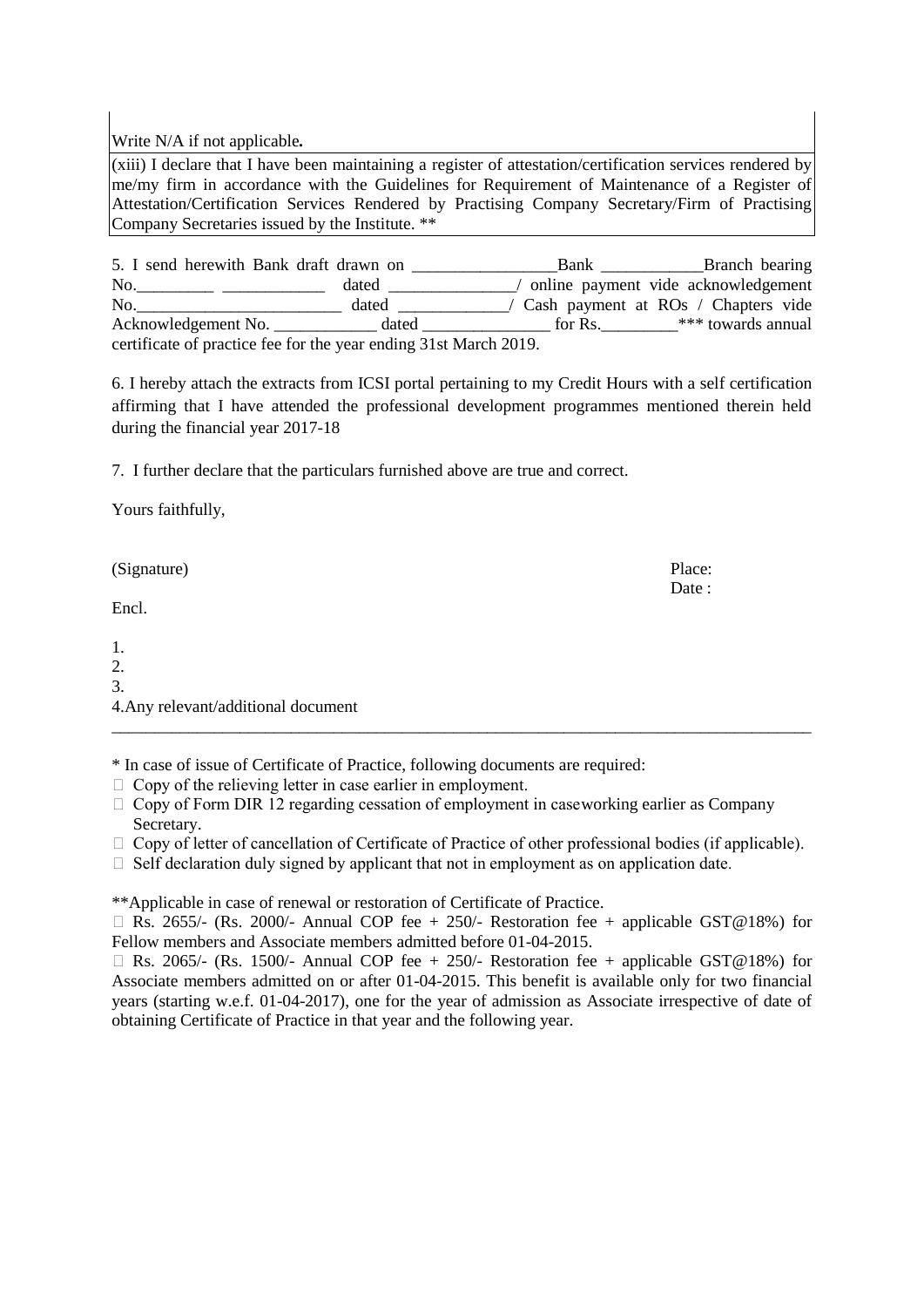Write N/A if not applicable**.**

(xiii) I declare that I have been maintaining a register of attestation/certification services rendered by me/my firm in accordance with the Guidelines for Requirement of Maintenance of a Register of Attestation/Certification Services Rendered by Practising Company Secretary/Firm of Practising Company Secretaries issued by the Institute. **

5. I send herewith Bank draft drawn on _________________Bank ____________Branch bearing No._________ ____________ dated _______________/ online payment vide acknowledgement No.________________________ dated _____________/ Cash payment at ROs / Chapters vide Acknowledgement No. ____________ dated _______________ for Rs._________*** towards annual certificate of practice fee for the year ending 31st March 2019.

6. I hereby attach the extracts from ICSI portal pertaining to my Credit Hours with a self certification affirming that I have attended the professional development programmes mentioned therein held during the financial year 2017-18

7. I further declare that the particulars furnished above are true and correct.

Yours faithfully,

(Signature)

Place:
Date :

Encl.

1.
2.
3.
4.Any relevant/additional document

---

* In case of issue of Certificate of Practice, following documents are required:

- Copy of the relieving letter in case earlier in employment.
- Copy of Form DIR 12 regarding cessation of employment in caseworking earlier as Company Secretary.
- Copy of letter of cancellation of Certificate of Practice of other professional bodies (if applicable).
- Self declaration duly signed by applicant that not in employment as on application date.

**Applicable in case of renewal or restoration of Certificate of Practice.

- Rs. 2655/- (Rs. 2000/- Annual COP fee + 250/- Restoration fee + applicable GST@18%) for Fellow members and Associate members admitted before 01-04-2015.
- Rs. 2065/- (Rs. 1500/- Annual COP fee + 250/- Restoration fee + applicable GST@18%) for Associate members admitted on or after 01-04-2015. This benefit is available only for two financial years (starting w.e.f. 01-04-2017), one for the year of admission as Associate irrespective of date of obtaining Certificate of Practice in that year and the following year.